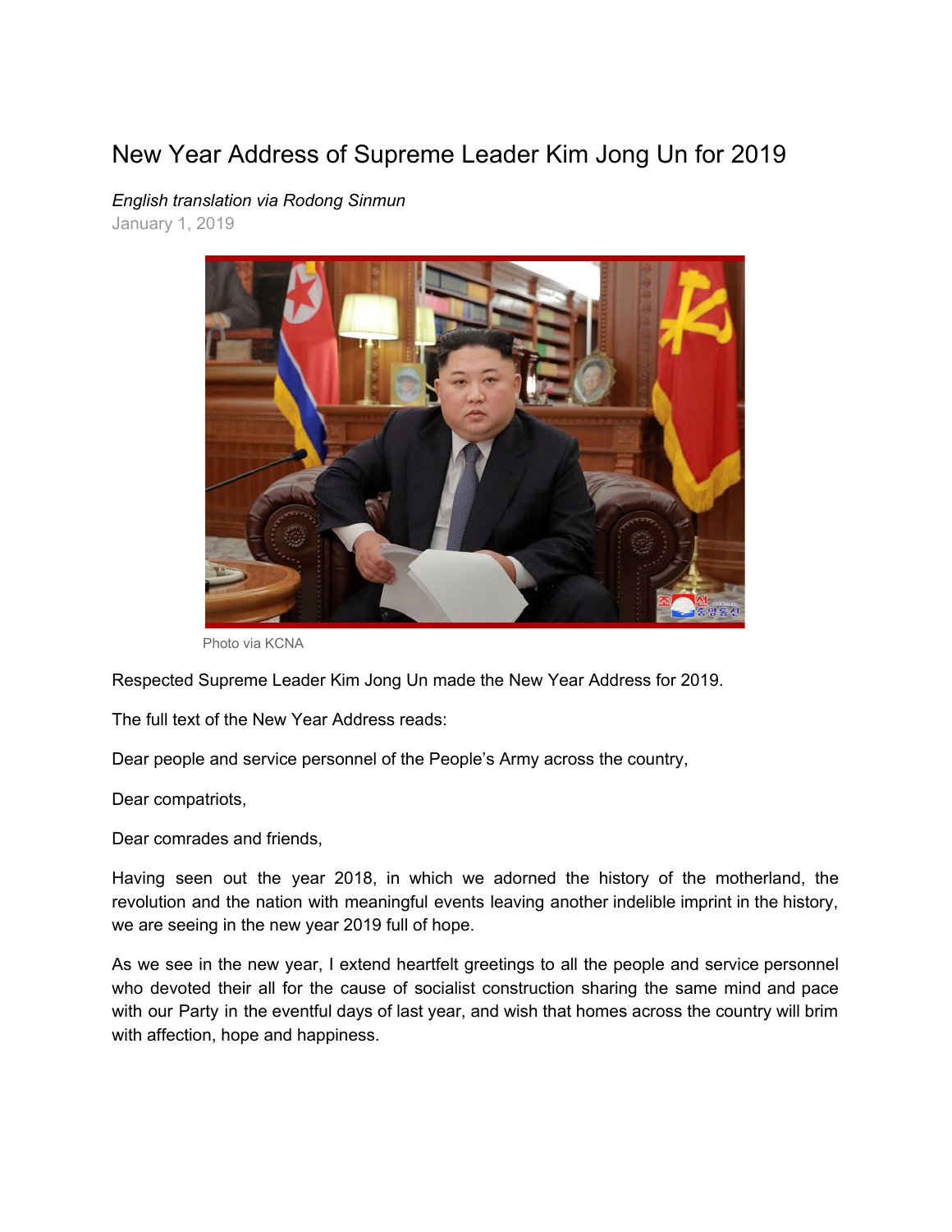# New Year Address of Supreme Leader Kim Jong Un for 2019

*English translation via Rodong Sinmun*

January 1, 2019

Photo via KCNA

Respected Supreme Leader Kim Jong Un made the New Year Address for 2019.

The full text of the New Year Address reads:

Dear people and service personnel of the People's Army across the country,

Dear compatriots,

Dear comrades and friends,

Having seen out the year 2018, in which we adorned the history of the motherland, the revolution and the nation with meaningful events leaving another indelible imprint in the history, we are seeing in the new year 2019 full of hope.

As we see in the new year, I extend heartfelt greetings to all the people and service personnel who devoted their all for the cause of socialist construction sharing the same mind and pace with our Party in the eventful days of last year, and wish that homes across the country will brim with affection, hope and happiness.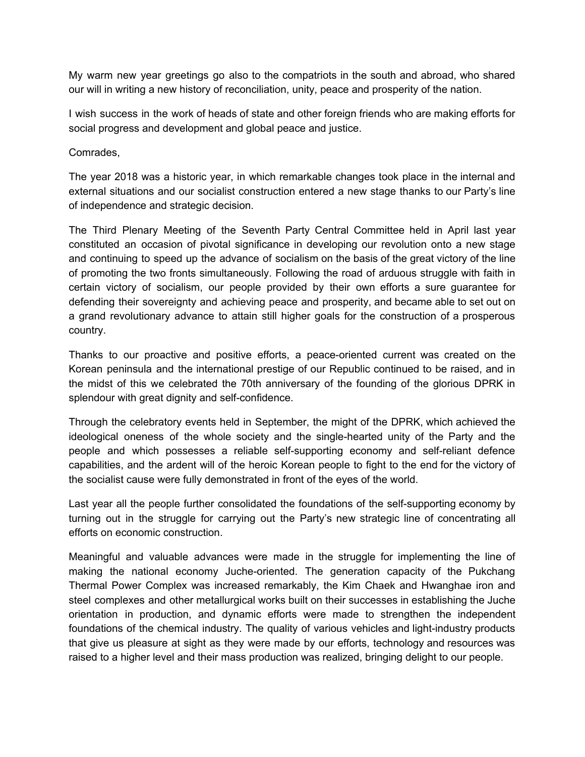My warm new year greetings go also to the compatriots in the south and abroad, who shared our will in writing a new history of reconciliation, unity, peace and prosperity of the nation.

I wish success in the work of heads of state and other foreign friends who are making efforts for social progress and development and global peace and justice.

Comrades,

The year 2018 was a historic year, in which remarkable changes took place in the internal and external situations and our socialist construction entered a new stage thanks to our Party's line of independence and strategic decision.

The Third Plenary Meeting of the Seventh Party Central Committee held in April last year constituted an occasion of pivotal significance in developing our revolution onto a new stage and continuing to speed up the advance of socialism on the basis of the great victory of the line of promoting the two fronts simultaneously. Following the road of arduous struggle with faith in certain victory of socialism, our people provided by their own efforts a sure guarantee for defending their sovereignty and achieving peace and prosperity, and became able to set out on a grand revolutionary advance to attain still higher goals for the construction of a prosperous country.

Thanks to our proactive and positive efforts, a peace-oriented current was created on the Korean peninsula and the international prestige of our Republic continued to be raised, and in the midst of this we celebrated the 70th anniversary of the founding of the glorious DPRK in splendour with great dignity and self-confidence.

Through the celebratory events held in September, the might of the DPRK, which achieved the ideological oneness of the whole society and the single-hearted unity of the Party and the people and which possesses a reliable self-supporting economy and self-reliant defence capabilities, and the ardent will of the heroic Korean people to fight to the end for the victory of the socialist cause were fully demonstrated in front of the eyes of the world.

Last year all the people further consolidated the foundations of the self-supporting economy by turning out in the struggle for carrying out the Party's new strategic line of concentrating all efforts on economic construction.

Meaningful and valuable advances were made in the struggle for implementing the line of making the national economy Juche-oriented. The generation capacity of the Pukchang Thermal Power Complex was increased remarkably, the Kim Chaek and Hwanghae iron and steel complexes and other metallurgical works built on their successes in establishing the Juche orientation in production, and dynamic efforts were made to strengthen the independent foundations of the chemical industry. The quality of various vehicles and light-industry products that give us pleasure at sight as they were made by our efforts, technology and resources was raised to a higher level and their mass production was realized, bringing delight to our people.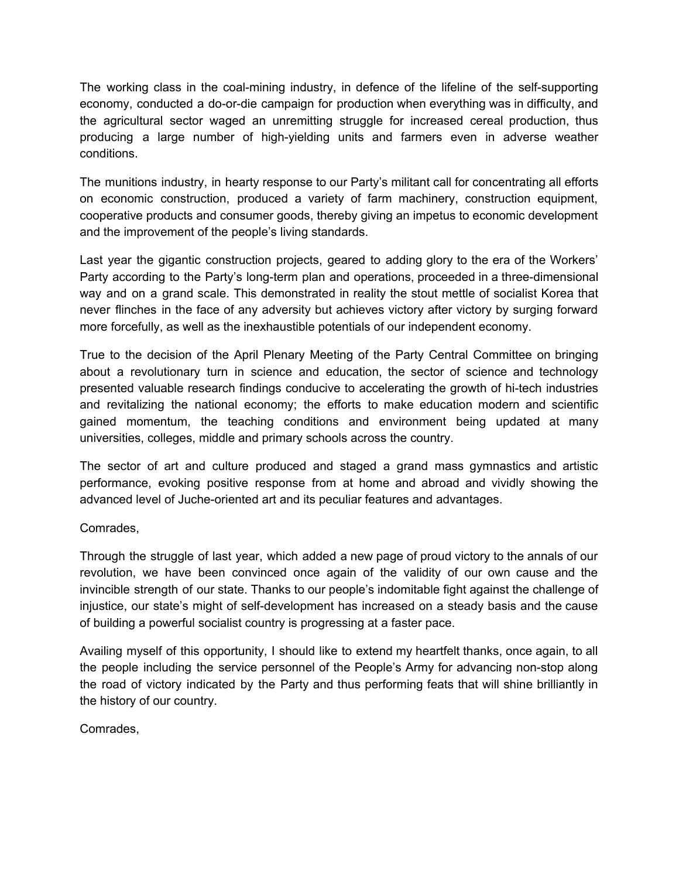The working class in the coal-mining industry, in defence of the lifeline of the self-supporting economy, conducted a do-or-die campaign for production when everything was in difficulty, and the agricultural sector waged an unremitting struggle for increased cereal production, thus producing a large number of high-yielding units and farmers even in adverse weather conditions.

The munitions industry, in hearty response to our Party's militant call for concentrating all efforts on economic construction, produced a variety of farm machinery, construction equipment, cooperative products and consumer goods, thereby giving an impetus to economic development and the improvement of the people's living standards.

Last year the gigantic construction projects, geared to adding glory to the era of the Workers' Party according to the Party's long-term plan and operations, proceeded in a three-dimensional way and on a grand scale. This demonstrated in reality the stout mettle of socialist Korea that never flinches in the face of any adversity but achieves victory after victory by surging forward more forcefully, as well as the inexhaustible potentials of our independent economy.

True to the decision of the April Plenary Meeting of the Party Central Committee on bringing about a revolutionary turn in science and education, the sector of science and technology presented valuable research findings conducive to accelerating the growth of hi-tech industries and revitalizing the national economy; the efforts to make education modern and scientific gained momentum, the teaching conditions and environment being updated at many universities, colleges, middle and primary schools across the country.

The sector of art and culture produced and staged a grand mass gymnastics and artistic performance, evoking positive response from at home and abroad and vividly showing the advanced level of Juche-oriented art and its peculiar features and advantages.

Comrades,

Through the struggle of last year, which added a new page of proud victory to the annals of our revolution, we have been convinced once again of the validity of our own cause and the invincible strength of our state. Thanks to our people's indomitable fight against the challenge of injustice, our state's might of self-development has increased on a steady basis and the cause of building a powerful socialist country is progressing at a faster pace.

Availing myself of this opportunity, I should like to extend my heartfelt thanks, once again, to all the people including the service personnel of the People's Army for advancing non-stop along the road of victory indicated by the Party and thus performing feats that will shine brilliantly in the history of our country.

Comrades,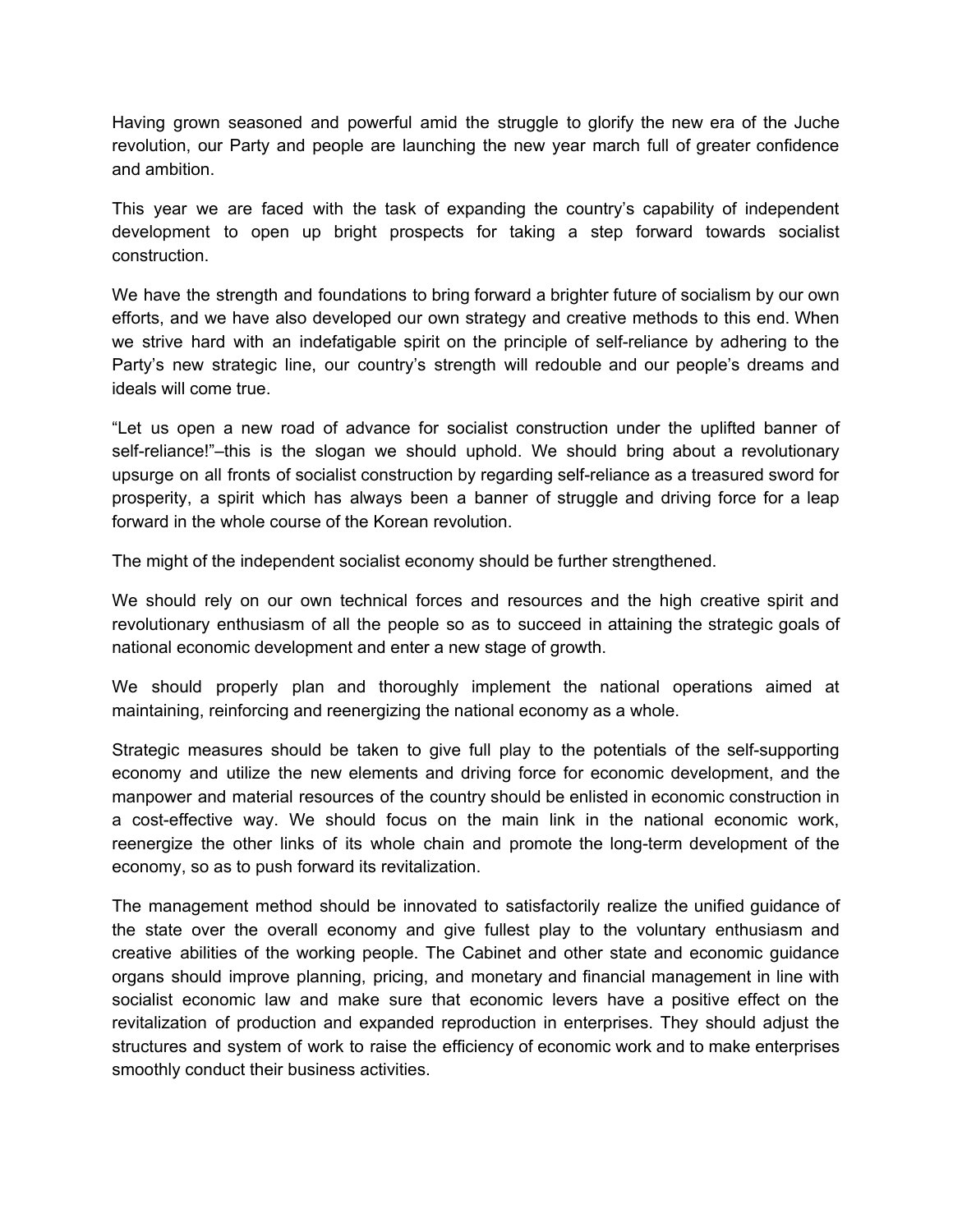Having grown seasoned and powerful amid the struggle to glorify the new era of the Juche revolution, our Party and people are launching the new year march full of greater confidence and ambition.

This year we are faced with the task of expanding the country's capability of independent development to open up bright prospects for taking a step forward towards socialist construction.

We have the strength and foundations to bring forward a brighter future of socialism by our own efforts, and we have also developed our own strategy and creative methods to this end. When we strive hard with an indefatigable spirit on the principle of self-reliance by adhering to the Party's new strategic line, our country's strength will redouble and our people's dreams and ideals will come true.

"Let us open a new road of advance for socialist construction under the uplifted banner of self-reliance!"–this is the slogan we should uphold. We should bring about a revolutionary upsurge on all fronts of socialist construction by regarding self-reliance as a treasured sword for prosperity, a spirit which has always been a banner of struggle and driving force for a leap forward in the whole course of the Korean revolution.

The might of the independent socialist economy should be further strengthened.

We should rely on our own technical forces and resources and the high creative spirit and revolutionary enthusiasm of all the people so as to succeed in attaining the strategic goals of national economic development and enter a new stage of growth.

We should properly plan and thoroughly implement the national operations aimed at maintaining, reinforcing and reenergizing the national economy as a whole.

Strategic measures should be taken to give full play to the potentials of the self-supporting economy and utilize the new elements and driving force for economic development, and the manpower and material resources of the country should be enlisted in economic construction in a cost-effective way. We should focus on the main link in the national economic work, reenergize the other links of its whole chain and promote the long-term development of the economy, so as to push forward its revitalization.

The management method should be innovated to satisfactorily realize the unified guidance of the state over the overall economy and give fullest play to the voluntary enthusiasm and creative abilities of the working people. The Cabinet and other state and economic guidance organs should improve planning, pricing, and monetary and financial management in line with socialist economic law and make sure that economic levers have a positive effect on the revitalization of production and expanded reproduction in enterprises. They should adjust the structures and system of work to raise the efficiency of economic work and to make enterprises smoothly conduct their business activities.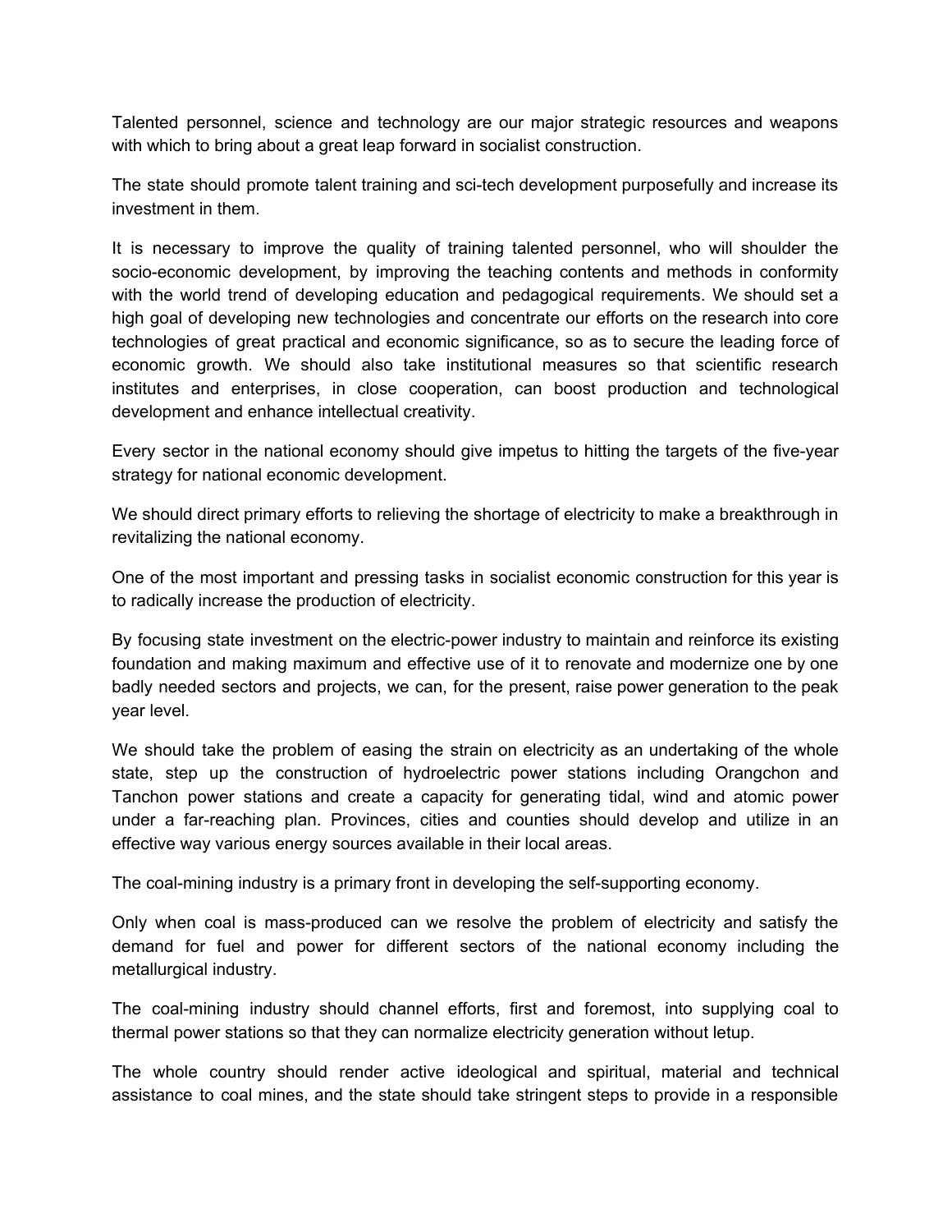Talented personnel, science and technology are our major strategic resources and weapons with which to bring about a great leap forward in socialist construction.

The state should promote talent training and sci-tech development purposefully and increase its investment in them.

It is necessary to improve the quality of training talented personnel, who will shoulder the socio-economic development, by improving the teaching contents and methods in conformity with the world trend of developing education and pedagogical requirements. We should set a high goal of developing new technologies and concentrate our efforts on the research into core technologies of great practical and economic significance, so as to secure the leading force of economic growth. We should also take institutional measures so that scientific research institutes and enterprises, in close cooperation, can boost production and technological development and enhance intellectual creativity.

Every sector in the national economy should give impetus to hitting the targets of the five-year strategy for national economic development.

We should direct primary efforts to relieving the shortage of electricity to make a breakthrough in revitalizing the national economy.

One of the most important and pressing tasks in socialist economic construction for this year is to radically increase the production of electricity.

By focusing state investment on the electric-power industry to maintain and reinforce its existing foundation and making maximum and effective use of it to renovate and modernize one by one badly needed sectors and projects, we can, for the present, raise power generation to the peak year level.

We should take the problem of easing the strain on electricity as an undertaking of the whole state, step up the construction of hydroelectric power stations including Orangchon and Tanchon power stations and create a capacity for generating tidal, wind and atomic power under a far-reaching plan. Provinces, cities and counties should develop and utilize in an effective way various energy sources available in their local areas.

The coal-mining industry is a primary front in developing the self-supporting economy.

Only when coal is mass-produced can we resolve the problem of electricity and satisfy the demand for fuel and power for different sectors of the national economy including the metallurgical industry.

The coal-mining industry should channel efforts, first and foremost, into supplying coal to thermal power stations so that they can normalize electricity generation without letup.

The whole country should render active ideological and spiritual, material and technical assistance to coal mines, and the state should take stringent steps to provide in a responsible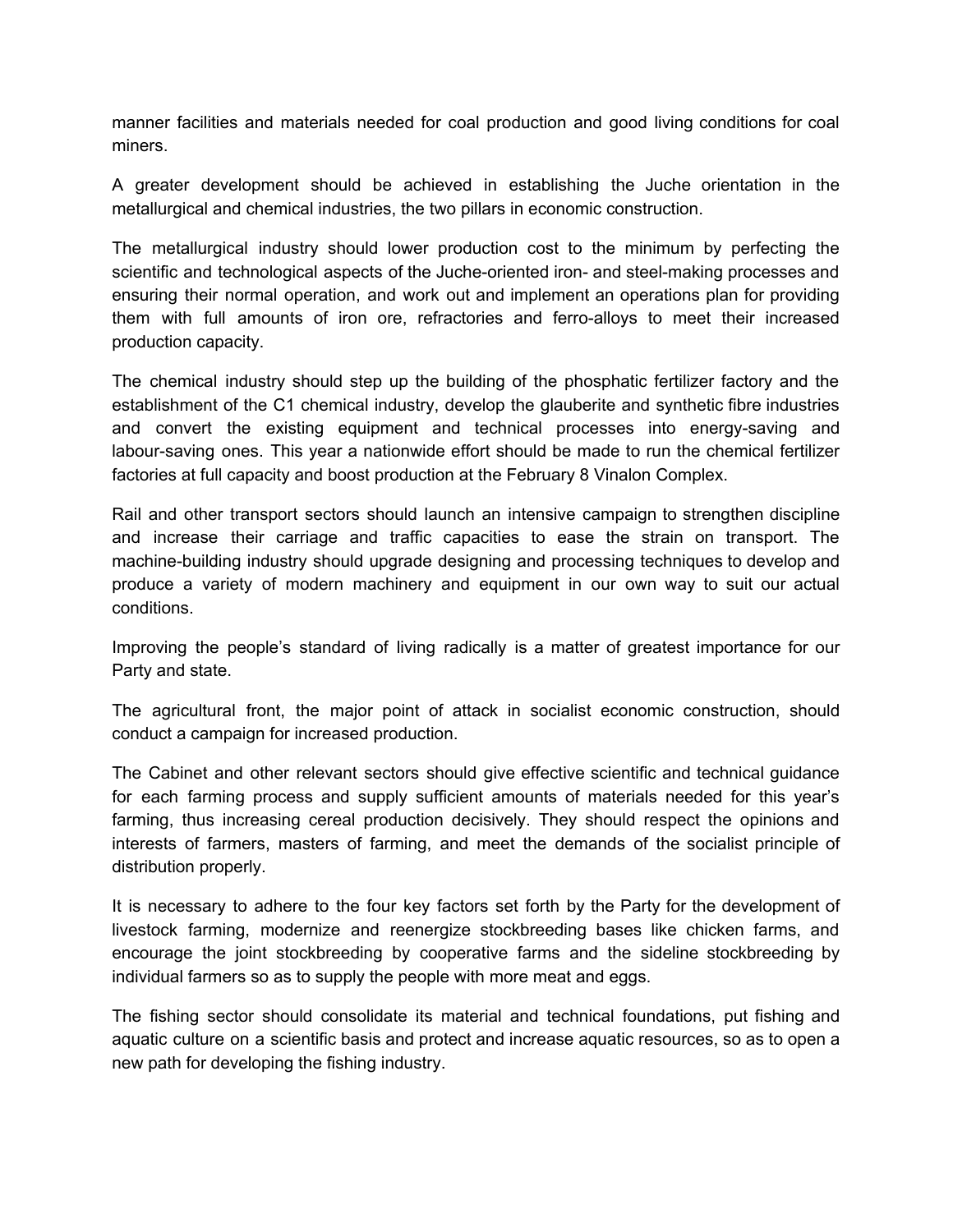manner facilities and materials needed for coal production and good living conditions for coal miners.

A greater development should be achieved in establishing the Juche orientation in the metallurgical and chemical industries, the two pillars in economic construction.

The metallurgical industry should lower production cost to the minimum by perfecting the scientific and technological aspects of the Juche-oriented iron- and steel-making processes and ensuring their normal operation, and work out and implement an operations plan for providing them with full amounts of iron ore, refractories and ferro-alloys to meet their increased production capacity.

The chemical industry should step up the building of the phosphatic fertilizer factory and the establishment of the C1 chemical industry, develop the glauberite and synthetic fibre industries and convert the existing equipment and technical processes into energy-saving and labour-saving ones. This year a nationwide effort should be made to run the chemical fertilizer factories at full capacity and boost production at the February 8 Vinalon Complex.

Rail and other transport sectors should launch an intensive campaign to strengthen discipline and increase their carriage and traffic capacities to ease the strain on transport. The machine-building industry should upgrade designing and processing techniques to develop and produce a variety of modern machinery and equipment in our own way to suit our actual conditions.

Improving the people's standard of living radically is a matter of greatest importance for our Party and state.

The agricultural front, the major point of attack in socialist economic construction, should conduct a campaign for increased production.

The Cabinet and other relevant sectors should give effective scientific and technical guidance for each farming process and supply sufficient amounts of materials needed for this year's farming, thus increasing cereal production decisively. They should respect the opinions and interests of farmers, masters of farming, and meet the demands of the socialist principle of distribution properly.

It is necessary to adhere to the four key factors set forth by the Party for the development of livestock farming, modernize and reenergize stockbreeding bases like chicken farms, and encourage the joint stockbreeding by cooperative farms and the sideline stockbreeding by individual farmers so as to supply the people with more meat and eggs.

The fishing sector should consolidate its material and technical foundations, put fishing and aquatic culture on a scientific basis and protect and increase aquatic resources, so as to open a new path for developing the fishing industry.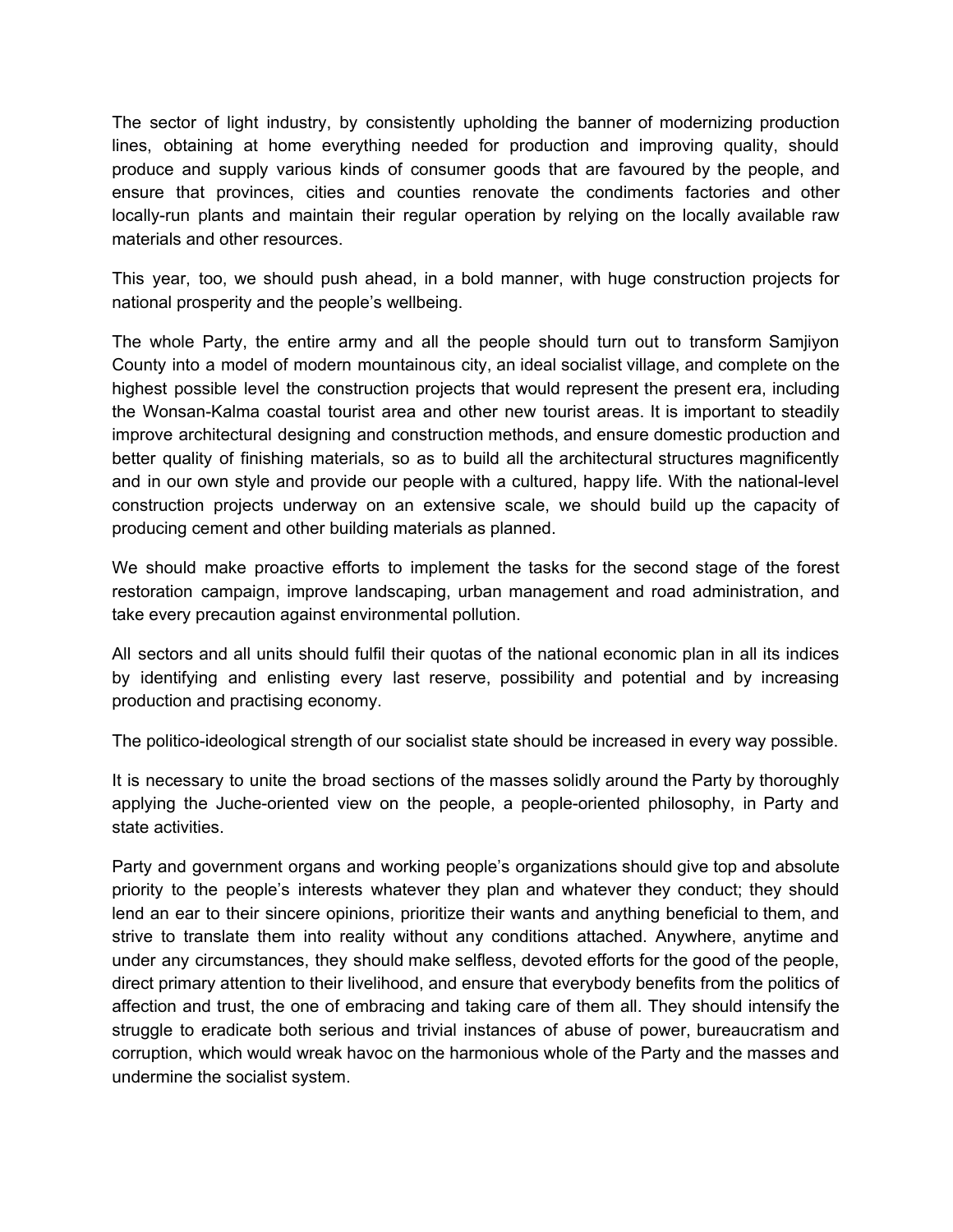The sector of light industry, by consistently upholding the banner of modernizing production lines, obtaining at home everything needed for production and improving quality, should produce and supply various kinds of consumer goods that are favoured by the people, and ensure that provinces, cities and counties renovate the condiments factories and other locally-run plants and maintain their regular operation by relying on the locally available raw materials and other resources.

This year, too, we should push ahead, in a bold manner, with huge construction projects for national prosperity and the people's wellbeing.

The whole Party, the entire army and all the people should turn out to transform Samjiyon County into a model of modern mountainous city, an ideal socialist village, and complete on the highest possible level the construction projects that would represent the present era, including the Wonsan-Kalma coastal tourist area and other new tourist areas. It is important to steadily improve architectural designing and construction methods, and ensure domestic production and better quality of finishing materials, so as to build all the architectural structures magnificently and in our own style and provide our people with a cultured, happy life. With the national-level construction projects underway on an extensive scale, we should build up the capacity of producing cement and other building materials as planned.

We should make proactive efforts to implement the tasks for the second stage of the forest restoration campaign, improve landscaping, urban management and road administration, and take every precaution against environmental pollution.

All sectors and all units should fulfil their quotas of the national economic plan in all its indices by identifying and enlisting every last reserve, possibility and potential and by increasing production and practising economy.

The politico-ideological strength of our socialist state should be increased in every way possible.

It is necessary to unite the broad sections of the masses solidly around the Party by thoroughly applying the Juche-oriented view on the people, a people-oriented philosophy, in Party and state activities.

Party and government organs and working people's organizations should give top and absolute priority to the people's interests whatever they plan and whatever they conduct; they should lend an ear to their sincere opinions, prioritize their wants and anything beneficial to them, and strive to translate them into reality without any conditions attached. Anywhere, anytime and under any circumstances, they should make selfless, devoted efforts for the good of the people, direct primary attention to their livelihood, and ensure that everybody benefits from the politics of affection and trust, the one of embracing and taking care of them all. They should intensify the struggle to eradicate both serious and trivial instances of abuse of power, bureaucratism and corruption, which would wreak havoc on the harmonious whole of the Party and the masses and undermine the socialist system.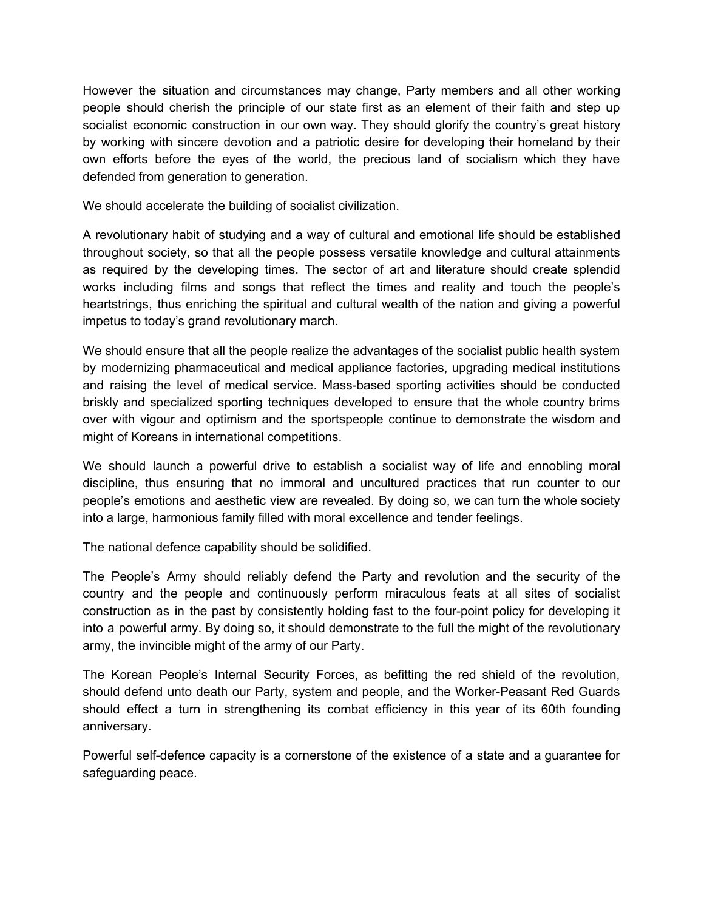However the situation and circumstances may change, Party members and all other working people should cherish the principle of our state first as an element of their faith and step up socialist economic construction in our own way. They should glorify the country's great history by working with sincere devotion and a patriotic desire for developing their homeland by their own efforts before the eyes of the world, the precious land of socialism which they have defended from generation to generation.

We should accelerate the building of socialist civilization.

A revolutionary habit of studying and a way of cultural and emotional life should be established throughout society, so that all the people possess versatile knowledge and cultural attainments as required by the developing times. The sector of art and literature should create splendid works including films and songs that reflect the times and reality and touch the people's heartstrings, thus enriching the spiritual and cultural wealth of the nation and giving a powerful impetus to today's grand revolutionary march.

We should ensure that all the people realize the advantages of the socialist public health system by modernizing pharmaceutical and medical appliance factories, upgrading medical institutions and raising the level of medical service. Mass-based sporting activities should be conducted briskly and specialized sporting techniques developed to ensure that the whole country brims over with vigour and optimism and the sportspeople continue to demonstrate the wisdom and might of Koreans in international competitions.

We should launch a powerful drive to establish a socialist way of life and ennobling moral discipline, thus ensuring that no immoral and uncultured practices that run counter to our people's emotions and aesthetic view are revealed. By doing so, we can turn the whole society into a large, harmonious family filled with moral excellence and tender feelings.

The national defence capability should be solidified.

The People's Army should reliably defend the Party and revolution and the security of the country and the people and continuously perform miraculous feats at all sites of socialist construction as in the past by consistently holding fast to the four-point policy for developing it into a powerful army. By doing so, it should demonstrate to the full the might of the revolutionary army, the invincible might of the army of our Party.

The Korean People's Internal Security Forces, as befitting the red shield of the revolution, should defend unto death our Party, system and people, and the Worker-Peasant Red Guards should effect a turn in strengthening its combat efficiency in this year of its 60th founding anniversary.

Powerful self-defence capacity is a cornerstone of the existence of a state and a guarantee for safeguarding peace.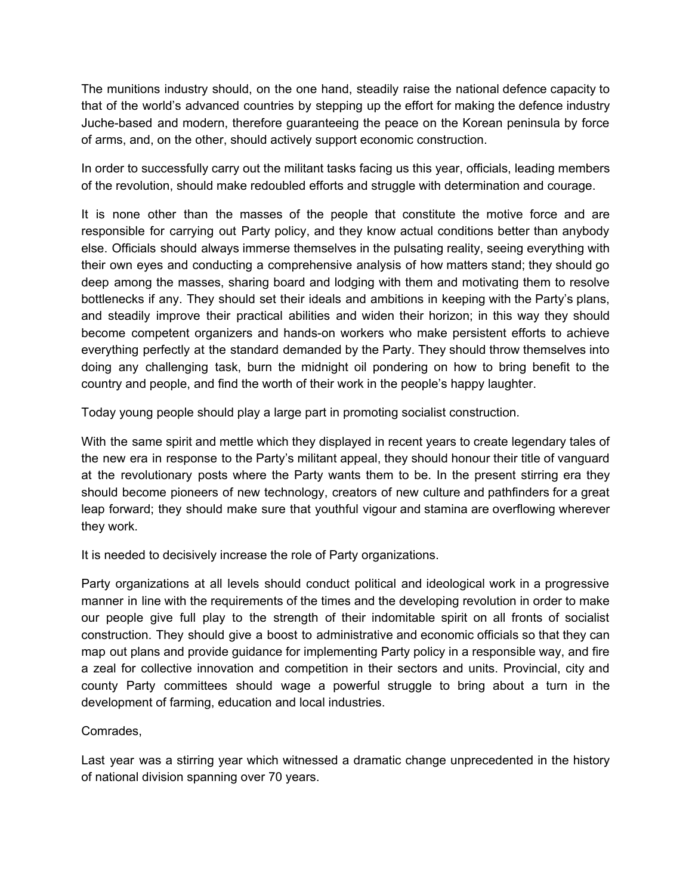The munitions industry should, on the one hand, steadily raise the national defence capacity to that of the world's advanced countries by stepping up the effort for making the defence industry Juche-based and modern, therefore guaranteeing the peace on the Korean peninsula by force of arms, and, on the other, should actively support economic construction.

In order to successfully carry out the militant tasks facing us this year, officials, leading members of the revolution, should make redoubled efforts and struggle with determination and courage.

It is none other than the masses of the people that constitute the motive force and are responsible for carrying out Party policy, and they know actual conditions better than anybody else. Officials should always immerse themselves in the pulsating reality, seeing everything with their own eyes and conducting a comprehensive analysis of how matters stand; they should go deep among the masses, sharing board and lodging with them and motivating them to resolve bottlenecks if any. They should set their ideals and ambitions in keeping with the Party's plans, and steadily improve their practical abilities and widen their horizon; in this way they should become competent organizers and hands-on workers who make persistent efforts to achieve everything perfectly at the standard demanded by the Party. They should throw themselves into doing any challenging task, burn the midnight oil pondering on how to bring benefit to the country and people, and find the worth of their work in the people's happy laughter.

Today young people should play a large part in promoting socialist construction.

With the same spirit and mettle which they displayed in recent years to create legendary tales of the new era in response to the Party's militant appeal, they should honour their title of vanguard at the revolutionary posts where the Party wants them to be. In the present stirring era they should become pioneers of new technology, creators of new culture and pathfinders for a great leap forward; they should make sure that youthful vigour and stamina are overflowing wherever they work.

It is needed to decisively increase the role of Party organizations.

Party organizations at all levels should conduct political and ideological work in a progressive manner in line with the requirements of the times and the developing revolution in order to make our people give full play to the strength of their indomitable spirit on all fronts of socialist construction. They should give a boost to administrative and economic officials so that they can map out plans and provide guidance for implementing Party policy in a responsible way, and fire a zeal for collective innovation and competition in their sectors and units. Provincial, city and county Party committees should wage a powerful struggle to bring about a turn in the development of farming, education and local industries.

Comrades,

Last year was a stirring year which witnessed a dramatic change unprecedented in the history of national division spanning over 70 years.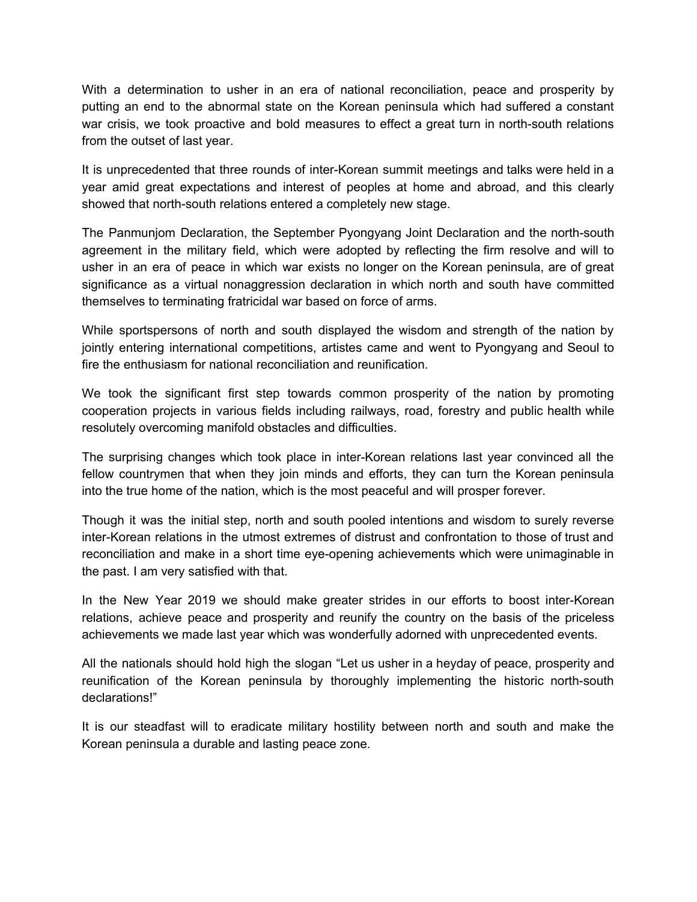With a determination to usher in an era of national reconciliation, peace and prosperity by putting an end to the abnormal state on the Korean peninsula which had suffered a constant war crisis, we took proactive and bold measures to effect a great turn in north-south relations from the outset of last year.

It is unprecedented that three rounds of inter-Korean summit meetings and talks were held in a year amid great expectations and interest of peoples at home and abroad, and this clearly showed that north-south relations entered a completely new stage.

The Panmunjom Declaration, the September Pyongyang Joint Declaration and the north-south agreement in the military field, which were adopted by reflecting the firm resolve and will to usher in an era of peace in which war exists no longer on the Korean peninsula, are of great significance as a virtual nonaggression declaration in which north and south have committed themselves to terminating fratricidal war based on force of arms.

While sportspersons of north and south displayed the wisdom and strength of the nation by jointly entering international competitions, artistes came and went to Pyongyang and Seoul to fire the enthusiasm for national reconciliation and reunification.

We took the significant first step towards common prosperity of the nation by promoting cooperation projects in various fields including railways, road, forestry and public health while resolutely overcoming manifold obstacles and difficulties.

The surprising changes which took place in inter-Korean relations last year convinced all the fellow countrymen that when they join minds and efforts, they can turn the Korean peninsula into the true home of the nation, which is the most peaceful and will prosper forever.

Though it was the initial step, north and south pooled intentions and wisdom to surely reverse inter-Korean relations in the utmost extremes of distrust and confrontation to those of trust and reconciliation and make in a short time eye-opening achievements which were unimaginable in the past. I am very satisfied with that.

In the New Year 2019 we should make greater strides in our efforts to boost inter-Korean relations, achieve peace and prosperity and reunify the country on the basis of the priceless achievements we made last year which was wonderfully adorned with unprecedented events.

All the nationals should hold high the slogan "Let us usher in a heyday of peace, prosperity and reunification of the Korean peninsula by thoroughly implementing the historic north-south declarations!"

It is our steadfast will to eradicate military hostility between north and south and make the Korean peninsula a durable and lasting peace zone.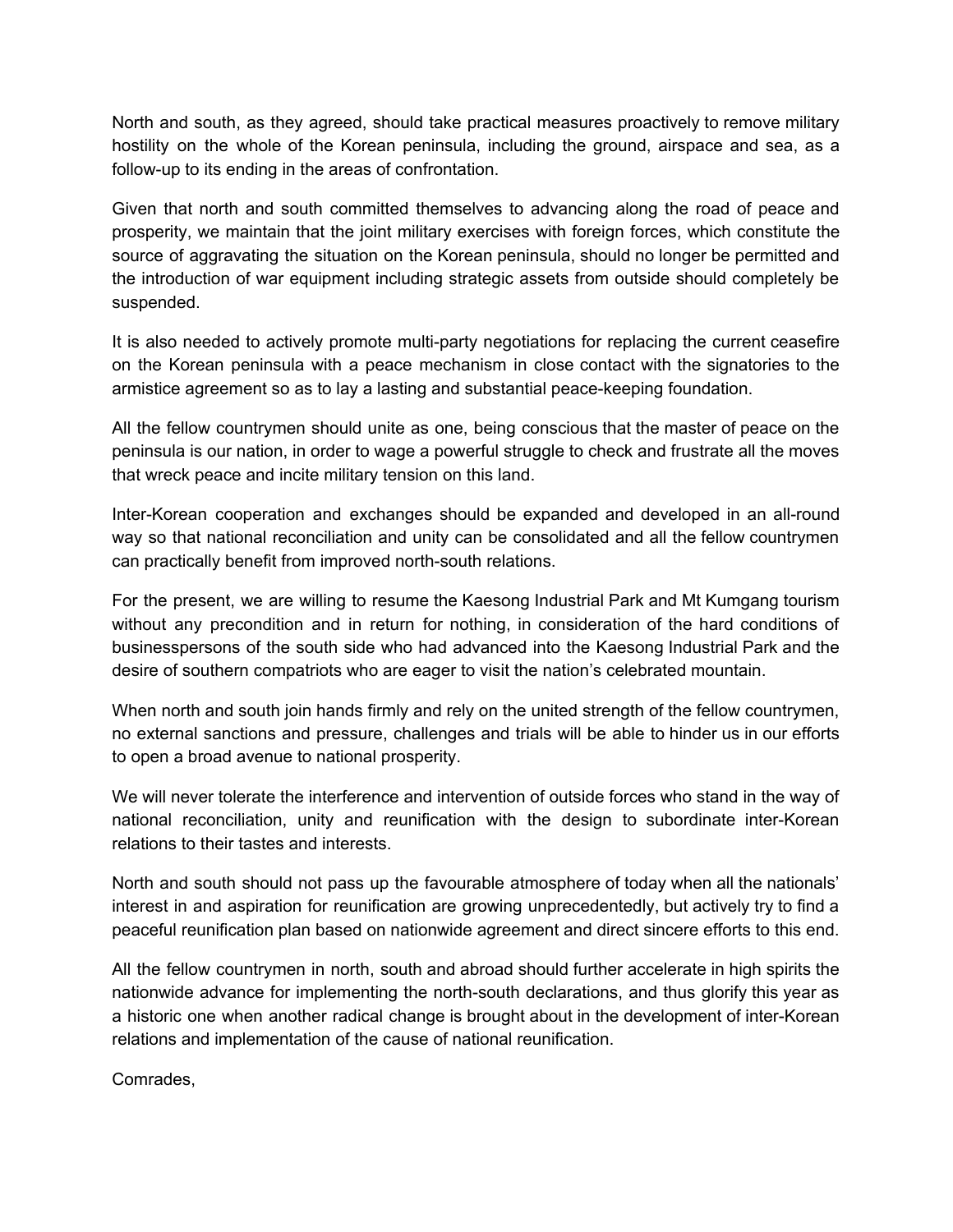North and south, as they agreed, should take practical measures proactively to remove military hostility on the whole of the Korean peninsula, including the ground, airspace and sea, as a follow-up to its ending in the areas of confrontation.

Given that north and south committed themselves to advancing along the road of peace and prosperity, we maintain that the joint military exercises with foreign forces, which constitute the source of aggravating the situation on the Korean peninsula, should no longer be permitted and the introduction of war equipment including strategic assets from outside should completely be suspended.

It is also needed to actively promote multi-party negotiations for replacing the current ceasefire on the Korean peninsula with a peace mechanism in close contact with the signatories to the armistice agreement so as to lay a lasting and substantial peace-keeping foundation.

All the fellow countrymen should unite as one, being conscious that the master of peace on the peninsula is our nation, in order to wage a powerful struggle to check and frustrate all the moves that wreck peace and incite military tension on this land.

Inter-Korean cooperation and exchanges should be expanded and developed in an all-round way so that national reconciliation and unity can be consolidated and all the fellow countrymen can practically benefit from improved north-south relations.

For the present, we are willing to resume the Kaesong Industrial Park and Mt Kumgang tourism without any precondition and in return for nothing, in consideration of the hard conditions of businesspersons of the south side who had advanced into the Kaesong Industrial Park and the desire of southern compatriots who are eager to visit the nation's celebrated mountain.

When north and south join hands firmly and rely on the united strength of the fellow countrymen, no external sanctions and pressure, challenges and trials will be able to hinder us in our efforts to open a broad avenue to national prosperity.

We will never tolerate the interference and intervention of outside forces who stand in the way of national reconciliation, unity and reunification with the design to subordinate inter-Korean relations to their tastes and interests.

North and south should not pass up the favourable atmosphere of today when all the nationals' interest in and aspiration for reunification are growing unprecedentedly, but actively try to find a peaceful reunification plan based on nationwide agreement and direct sincere efforts to this end.

All the fellow countrymen in north, south and abroad should further accelerate in high spirits the nationwide advance for implementing the north-south declarations, and thus glorify this year as a historic one when another radical change is brought about in the development of inter-Korean relations and implementation of the cause of national reunification.

Comrades,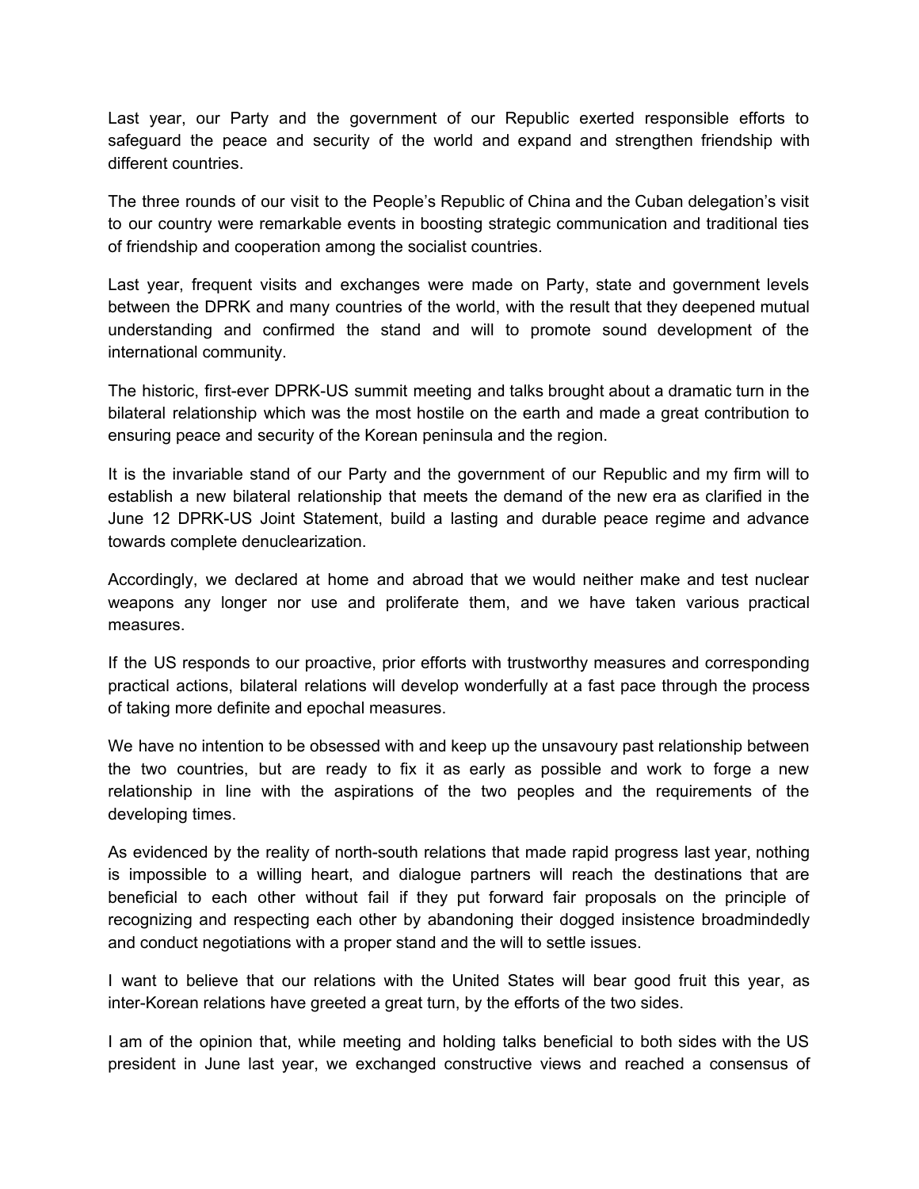Last year, our Party and the government of our Republic exerted responsible efforts to safeguard the peace and security of the world and expand and strengthen friendship with different countries.

The three rounds of our visit to the People's Republic of China and the Cuban delegation's visit to our country were remarkable events in boosting strategic communication and traditional ties of friendship and cooperation among the socialist countries.

Last year, frequent visits and exchanges were made on Party, state and government levels between the DPRK and many countries of the world, with the result that they deepened mutual understanding and confirmed the stand and will to promote sound development of the international community.

The historic, first-ever DPRK-US summit meeting and talks brought about a dramatic turn in the bilateral relationship which was the most hostile on the earth and made a great contribution to ensuring peace and security of the Korean peninsula and the region.

It is the invariable stand of our Party and the government of our Republic and my firm will to establish a new bilateral relationship that meets the demand of the new era as clarified in the June 12 DPRK-US Joint Statement, build a lasting and durable peace regime and advance towards complete denuclearization.

Accordingly, we declared at home and abroad that we would neither make and test nuclear weapons any longer nor use and proliferate them, and we have taken various practical measures.

If the US responds to our proactive, prior efforts with trustworthy measures and corresponding practical actions, bilateral relations will develop wonderfully at a fast pace through the process of taking more definite and epochal measures.

We have no intention to be obsessed with and keep up the unsavoury past relationship between the two countries, but are ready to fix it as early as possible and work to forge a new relationship in line with the aspirations of the two peoples and the requirements of the developing times.

As evidenced by the reality of north-south relations that made rapid progress last year, nothing is impossible to a willing heart, and dialogue partners will reach the destinations that are beneficial to each other without fail if they put forward fair proposals on the principle of recognizing and respecting each other by abandoning their dogged insistence broadmindedly and conduct negotiations with a proper stand and the will to settle issues.

I want to believe that our relations with the United States will bear good fruit this year, as inter-Korean relations have greeted a great turn, by the efforts of the two sides.

I am of the opinion that, while meeting and holding talks beneficial to both sides with the US president in June last year, we exchanged constructive views and reached a consensus of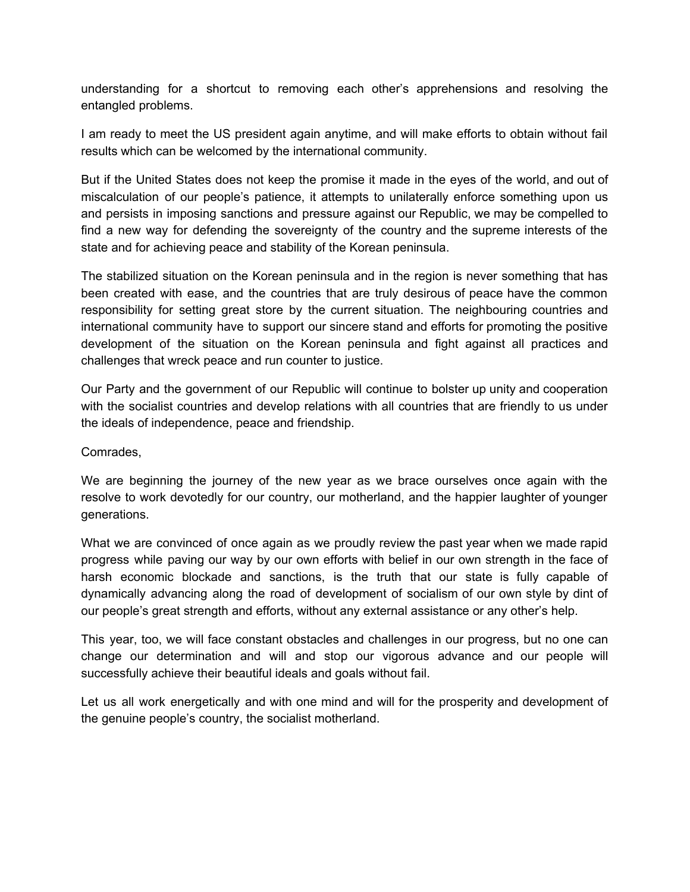understanding for a shortcut to removing each other's apprehensions and resolving the entangled problems.

I am ready to meet the US president again anytime, and will make efforts to obtain without fail results which can be welcomed by the international community.

But if the United States does not keep the promise it made in the eyes of the world, and out of miscalculation of our people's patience, it attempts to unilaterally enforce something upon us and persists in imposing sanctions and pressure against our Republic, we may be compelled to find a new way for defending the sovereignty of the country and the supreme interests of the state and for achieving peace and stability of the Korean peninsula.

The stabilized situation on the Korean peninsula and in the region is never something that has been created with ease, and the countries that are truly desirous of peace have the common responsibility for setting great store by the current situation. The neighbouring countries and international community have to support our sincere stand and efforts for promoting the positive development of the situation on the Korean peninsula and fight against all practices and challenges that wreck peace and run counter to justice.

Our Party and the government of our Republic will continue to bolster up unity and cooperation with the socialist countries and develop relations with all countries that are friendly to us under the ideals of independence, peace and friendship.

Comrades,

We are beginning the journey of the new year as we brace ourselves once again with the resolve to work devotedly for our country, our motherland, and the happier laughter of younger generations.

What we are convinced of once again as we proudly review the past year when we made rapid progress while paving our way by our own efforts with belief in our own strength in the face of harsh economic blockade and sanctions, is the truth that our state is fully capable of dynamically advancing along the road of development of socialism of our own style by dint of our people's great strength and efforts, without any external assistance or any other's help.

This year, too, we will face constant obstacles and challenges in our progress, but no one can change our determination and will and stop our vigorous advance and our people will successfully achieve their beautiful ideals and goals without fail.

Let us all work energetically and with one mind and will for the prosperity and development of the genuine people's country, the socialist motherland.